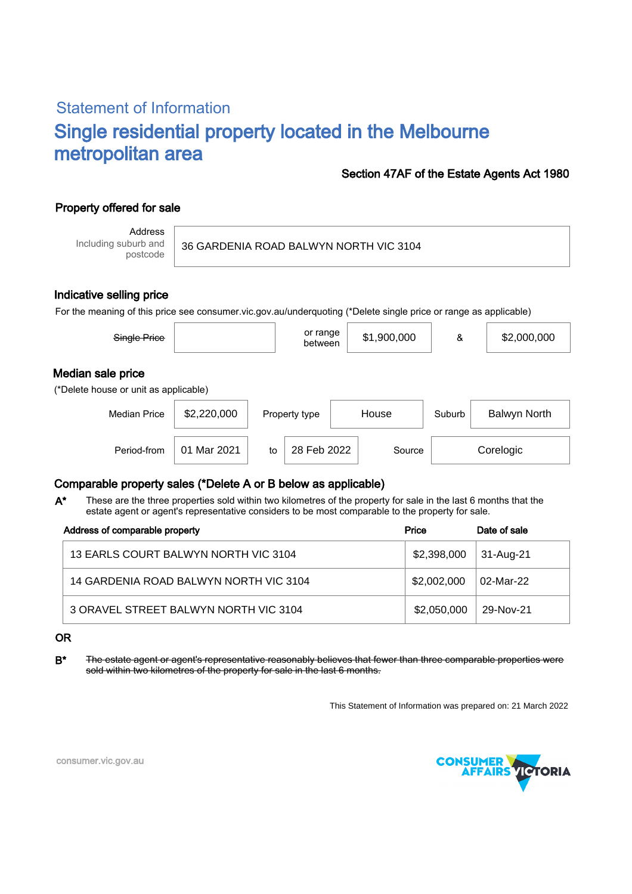## Statement of Information

# Single residential property located in the Melbourne metropolitan area

**Section 47AF of the Estate Agents Act 1980**

### Property offered for sale

| Address Including suburb and postcode | 36 GARDENIA ROAD BALWYN NORTH VIC 3104 |
|---|---|

### Indicative selling price

For the meaning of this price see consumer.vic.gov.au/underquoting (*Delete single price or range as applicable)

| ~~Single Price~~ | | or range between | $1,900,000 | & | $2,000,000 |
|---|---|---|---|---|---|

### Median sale price

(*Delete house or unit as applicable)

| Median Price | $2,220,000 | Property type | House | Suburb | Balwyn North |
|---|---|---|---|---|---|
| Period-from | 01 Mar 2021 | to | 28 Feb 2022 | Source | Corelogic |

### Comparable property sales (*Delete A or B below as applicable)

**A*** These are the three properties sold within two kilometres of the property for sale in the last 6 months that the estate agent or agent's representative considers to be most comparable to the property for sale.

| Address of comparable property | Price | Date of sale |
|---|---|---|
| 13 EARLS COURT BALWYN NORTH VIC 3104 | $2,398,000 | 31-Aug-21 |
| 14 GARDENIA ROAD BALWYN NORTH VIC 3104 | $2,002,000 | 02-Mar-22 |
| 3 ORAVEL STREET BALWYN NORTH VIC 3104 | $2,050,000 | 29-Nov-21 |

**OR**

**B*** ~~The estate agent or agent's representative reasonably believes that fewer than three comparable properties were sold within two kilometres of the property for sale in the last 6 months.~~

This Statement of Information was prepared on: 21 March 2022

consumer.vic.gov.au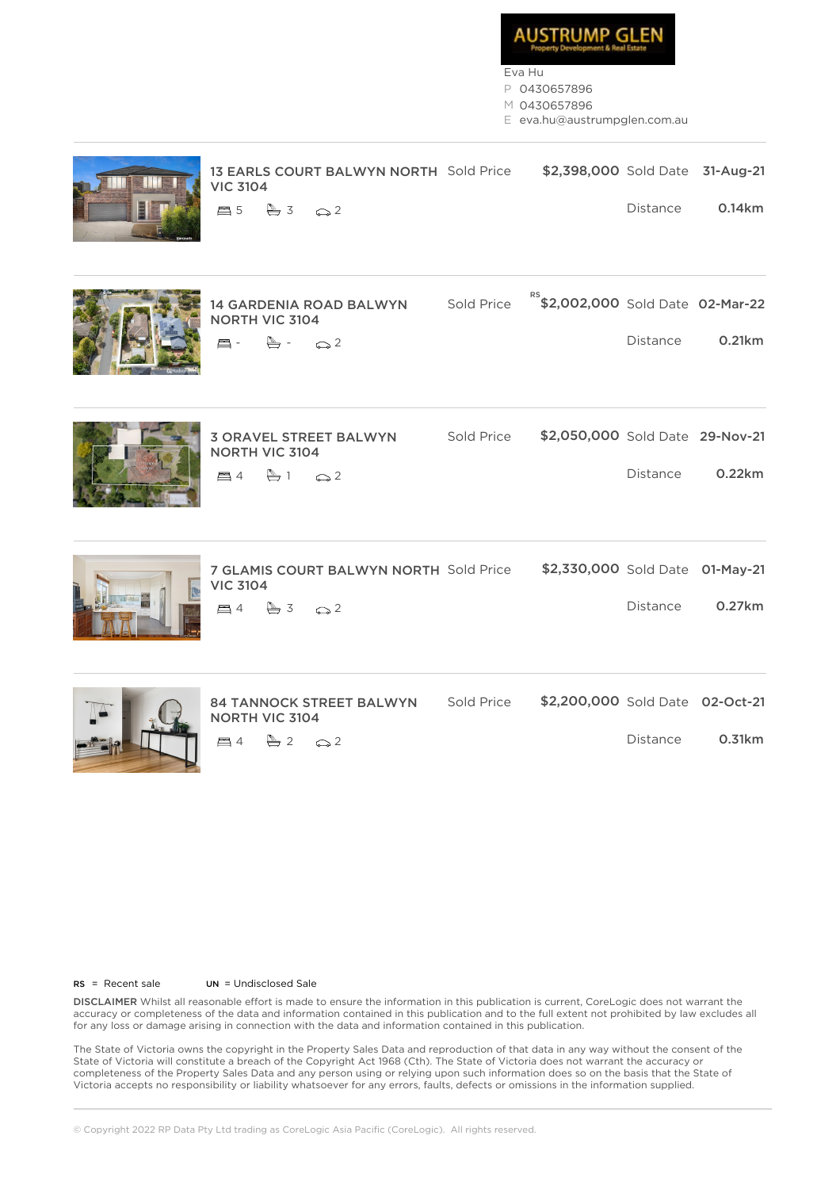**AUSTRUMP GLEN**
Property Development & Real Estate

Eva Hu
P 0430657896
M 0430657896
E eva.hu@austrumpglen.com.au

| | | | | |
|---|---|---|---|---|
| **13 EARLS COURT BALWYN NORTH VIC 3104** — 5 bed, 3 bath, 2 car | Sold Price | **$2,398,000** | Sold Date | **31-Aug-21** |
| | | | Distance | **0.14km** |
| **14 GARDENIA ROAD BALWYN NORTH VIC 3104** — - bed, - bath, 2 car | Sold Price | RS **$2,002,000** | Sold Date | **02-Mar-22** |
| | | | Distance | **0.21km** |
| **3 ORAVEL STREET BALWYN NORTH VIC 3104** — 4 bed, 1 bath, 2 car | Sold Price | **$2,050,000** | Sold Date | **29-Nov-21** |
| | | | Distance | **0.22km** |
| **7 GLAMIS COURT BALWYN NORTH VIC 3104** — 4 bed, 3 bath, 2 car | Sold Price | **$2,330,000** | Sold Date | **01-May-21** |
| | | | Distance | **0.27km** |
| **84 TANNOCK STREET BALWYN NORTH VIC 3104** — 4 bed, 2 bath, 2 car | Sold Price | **$2,200,000** | Sold Date | **02-Oct-21** |
| | | | Distance | **0.31km** |

**RS** = Recent sale **UN** = Undisclosed Sale

**DISCLAIMER** Whilst all reasonable effort is made to ensure the information in this publication is current, CoreLogic does not warrant the accuracy or completeness of the data and information contained in this publication and to the full extent not prohibited by law excludes all for any loss or damage arising in connection with the data and information contained in this publication.

The State of Victoria owns the copyright in the Property Sales Data and reproduction of that data in any way without the consent of the State of Victoria will constitute a breach of the Copyright Act 1968 (Cth). The State of Victoria does not warrant the accuracy or completeness of the Property Sales Data and any person using or relying upon such information does so on the basis that the State of Victoria accepts no responsibility or liability whatsoever for any errors, faults, defects or omissions in the information supplied.

© Copyright 2022 RP Data Pty Ltd trading as CoreLogic Asia Pacific (CoreLogic). All rights reserved.